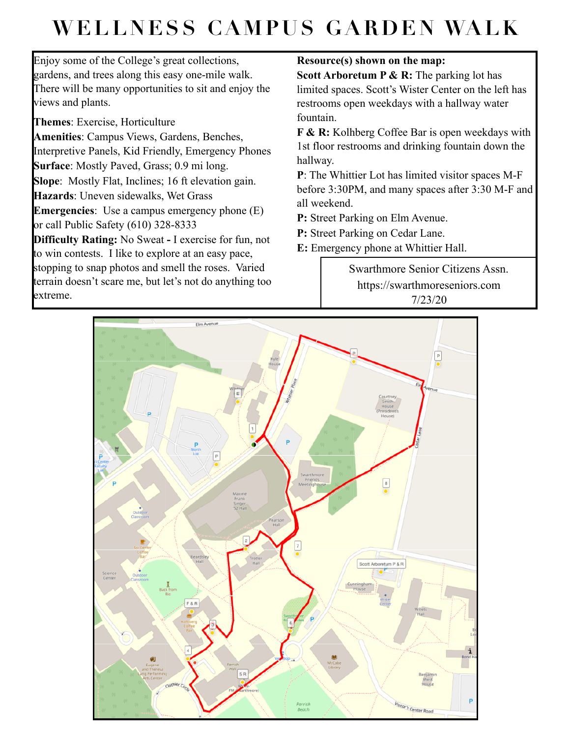# WELLNESS CAMPUS GARDEN WALK

Enjoy some of the College's great collections, gardens, and trees along this easy one-mile walk. There will be many opportunities to sit and enjoy the views and plants.

**Themes**: Exercise, Horticulture

**Amenities**: Campus Views, Gardens, Benches, Interpretive Panels, Kid Friendly, Emergency Phones

**Surface**: Mostly Paved, Grass; 0.9 mi long.

**Slope**: Mostly Flat, Inclines; 16 ft elevation gain.

**Hazards**: Uneven sidewalks, Wet Grass

**Emergencies**: Use a campus emergency phone (E) or call Public Safety (610) 328-8333

**Difficulty Rating:** No Sweat **-** I exercise for fun, not to win contests. I like to explore at an easy pace, stopping to snap photos and smell the roses. Varied terrain doesn't scare me, but let's not do anything too extreme.

**Resource(s) shown on the map:**

**Scott Arboretum P & R:** The parking lot has limited spaces. Scott's Wister Center on the left has restrooms open weekdays with a hallway water fountain.

**F & R:** Kolhberg Coffee Bar is open weekdays with 1st floor restrooms and drinking fountain down the hallway.

**P**: The Whittier Lot has limited visitor spaces M-F before 3:30PM, and many spaces after 3:30 M-F and all weekend.

**P:** Street Parking on Elm Avenue.

**P:** Street Parking on Cedar Lane.

**E:** Emergency phone at Whittier Hall.

Swarthmore Senior Citizens Assn.
https://swarthmoreseniors.com
7/23/20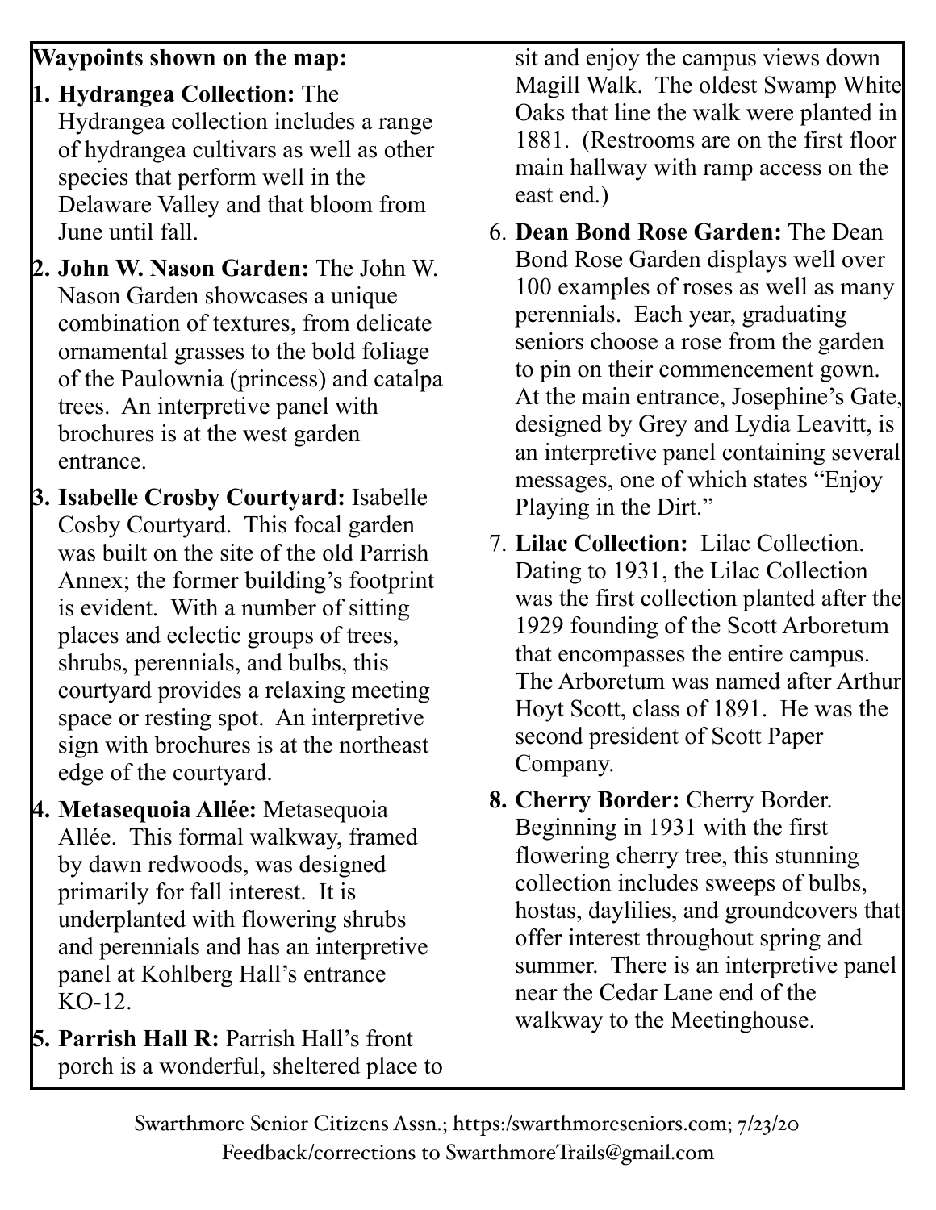**Waypoints shown on the map:**

1. **Hydrangea Collection:** The Hydrangea collection includes a range of hydrangea cultivars as well as other species that perform well in the Delaware Valley and that bloom from June until fall.
2. **John W. Nason Garden:** The John W. Nason Garden showcases a unique combination of textures, from delicate ornamental grasses to the bold foliage of the Paulownia (princess) and catalpa trees. An interpretive panel with brochures is at the west garden entrance.
3. **Isabelle Crosby Courtyard:** Isabelle Cosby Courtyard. This focal garden was built on the site of the old Parrish Annex; the former building's footprint is evident. With a number of sitting places and eclectic groups of trees, shrubs, perennials, and bulbs, this courtyard provides a relaxing meeting space or resting spot. An interpretive sign with brochures is at the northeast edge of the courtyard.
4. **Metasequoia Allée:** Metasequoia Allée. This formal walkway, framed by dawn redwoods, was designed primarily for fall interest. It is underplanted with flowering shrubs and perennials and has an interpretive panel at Kohlberg Hall's entrance KO-12.
5. **Parrish Hall R:** Parrish Hall's front porch is a wonderful, sheltered place to sit and enjoy the campus views down Magill Walk. The oldest Swamp White Oaks that line the walk were planted in 1881. (Restrooms are on the first floor main hallway with ramp access on the east end.)
6. **Dean Bond Rose Garden:** The Dean Bond Rose Garden displays well over 100 examples of roses as well as many perennials. Each year, graduating seniors choose a rose from the garden to pin on their commencement gown. At the main entrance, Josephine's Gate, designed by Grey and Lydia Leavitt, is an interpretive panel containing several messages, one of which states "Enjoy Playing in the Dirt."
7. **Lilac Collection:** Lilac Collection. Dating to 1931, the Lilac Collection was the first collection planted after the 1929 founding of the Scott Arboretum that encompasses the entire campus. The Arboretum was named after Arthur Hoyt Scott, class of 1891. He was the second president of Scott Paper Company.
8. **Cherry Border:** Cherry Border. Beginning in 1931 with the first flowering cherry tree, this stunning collection includes sweeps of bulbs, hostas, daylilies, and groundcovers that offer interest throughout spring and summer. There is an interpretive panel near the Cedar Lane end of the walkway to the Meetinghouse.

Swarthmore Senior Citizens Assn.; https:/swarthmoreseniors.com; 7/23/20
Feedback/corrections to SwarthmoreTrails@gmail.com